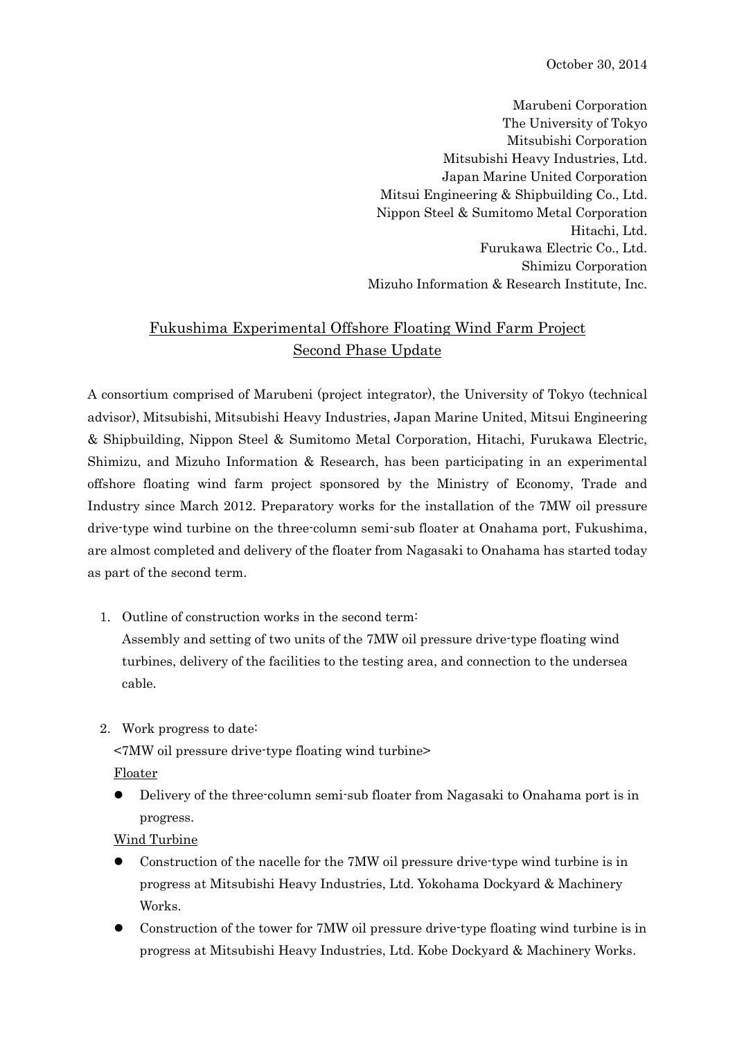October 30, 2014

Marubeni Corporation
The University of Tokyo
Mitsubishi Corporation
Mitsubishi Heavy Industries, Ltd.
Japan Marine United Corporation
Mitsui Engineering & Shipbuilding Co., Ltd.
Nippon Steel & Sumitomo Metal Corporation
Hitachi, Ltd.
Furukawa Electric Co., Ltd.
Shimizu Corporation
Mizuho Information & Research Institute, Inc.

# Fukushima Experimental Offshore Floating Wind Farm Project Second Phase Update

A consortium comprised of Marubeni (project integrator), the University of Tokyo (technical advisor), Mitsubishi, Mitsubishi Heavy Industries, Japan Marine United, Mitsui Engineering & Shipbuilding, Nippon Steel & Sumitomo Metal Corporation, Hitachi, Furukawa Electric, Shimizu, and Mizuho Information & Research, has been participating in an experimental offshore floating wind farm project sponsored by the Ministry of Economy, Trade and Industry since March 2012. Preparatory works for the installation of the 7MW oil pressure drive-type wind turbine on the three-column semi-sub floater at Onahama port, Fukushima, are almost completed and delivery of the floater from Nagasaki to Onahama has started today as part of the second term.

1. Outline of construction works in the second term:
   Assembly and setting of two units of the 7MW oil pressure drive-type floating wind turbines, delivery of the facilities to the testing area, and connection to the undersea cable.

2. Work progress to date:
   <7MW oil pressure drive-type floating wind turbine>

   Floater

   - Delivery of the three-column semi-sub floater from Nagasaki to Onahama port is in progress.

   Wind Turbine

   - Construction of the nacelle for the 7MW oil pressure drive-type wind turbine is in progress at Mitsubishi Heavy Industries, Ltd. Yokohama Dockyard & Machinery Works.
   - Construction of the tower for 7MW oil pressure drive-type floating wind turbine is in progress at Mitsubishi Heavy Industries, Ltd. Kobe Dockyard & Machinery Works.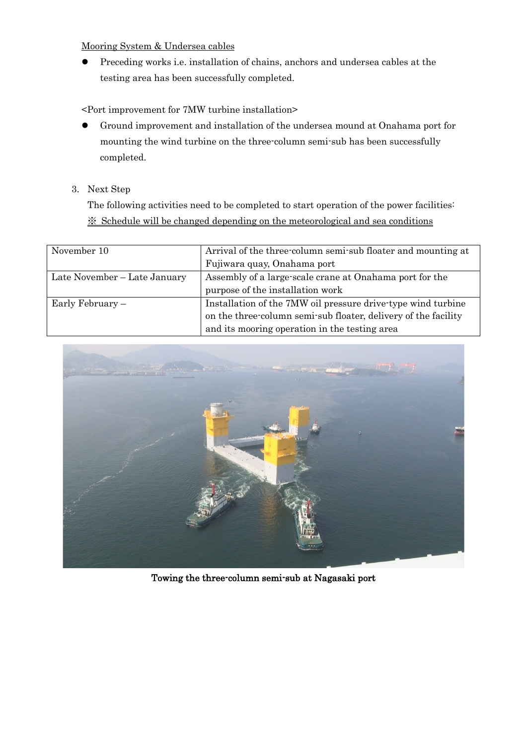Mooring System & Undersea cables

- Preceding works i.e. installation of chains, anchors and undersea cables at the testing area has been successfully completed.

<Port improvement for 7MW turbine installation>

- Ground improvement and installation of the undersea mound at Onahama port for mounting the wind turbine on the three-column semi-sub has been successfully completed.

3. Next Step

The following activities need to be completed to start operation of the power facilities:

※ Schedule will be changed depending on the meteorological and sea conditions

| | |
|---|---|
| November 10 | Arrival of the three-column semi-sub floater and mounting at Fujiwara quay, Onahama port |
| Late November – Late January | Assembly of a large-scale crane at Onahama port for the purpose of the installation work |
| Early February – | Installation of the 7MW oil pressure drive-type wind turbine on the three-column semi-sub floater, delivery of the facility and its mooring operation in the testing area |

**Towing the three-column semi-sub at Nagasaki port**